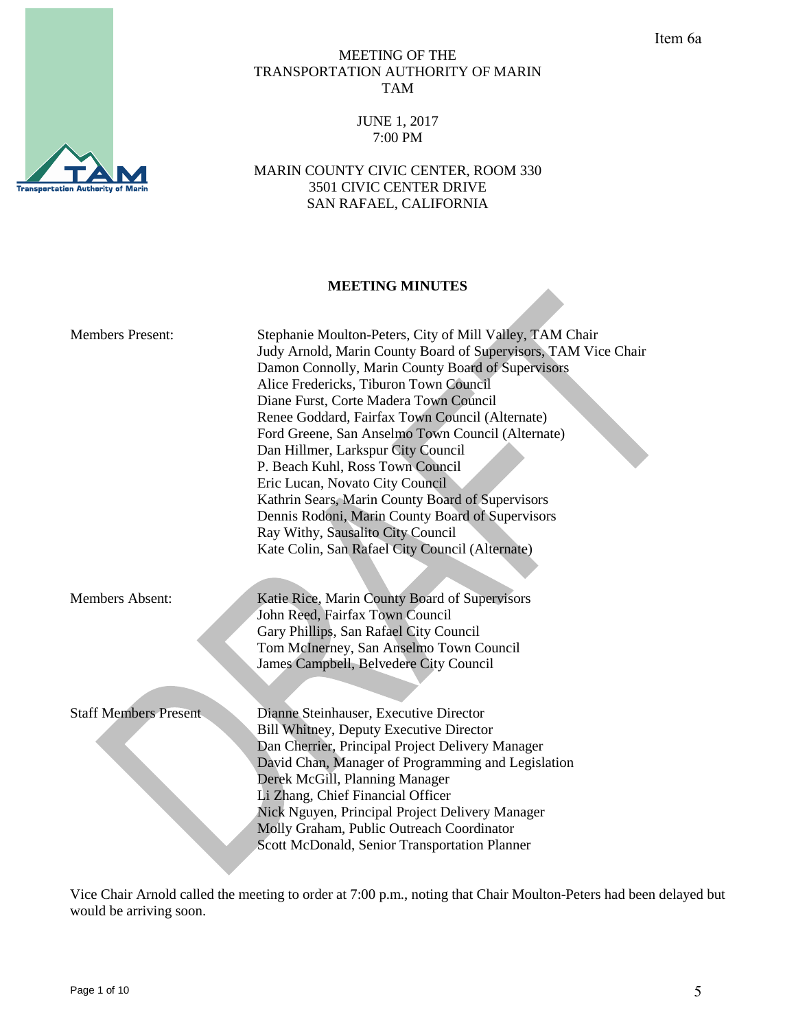Item 6a

# MEETING OF THE TRANSPORTATION AUTHORITY OF MARIN TAM

JUNE 1, 2017
7:00 PM

MARIN COUNTY CIVIC CENTER, ROOM 330
3501 CIVIC CENTER DRIVE
SAN RAFAEL, CALIFORNIA

## MEETING MINUTES

| | |
|---|---|
| Members Present: | Stephanie Moulton-Peters, City of Mill Valley, TAM Chair |
| | Judy Arnold, Marin County Board of Supervisors, TAM Vice Chair |
| | Damon Connolly, Marin County Board of Supervisors |
| | Alice Fredericks, Tiburon Town Council |
| | Diane Furst, Corte Madera Town Council |
| | Renee Goddard, Fairfax Town Council (Alternate) |
| | Ford Greene, San Anselmo Town Council (Alternate) |
| | Dan Hillmer, Larkspur City Council |
| | P. Beach Kuhl, Ross Town Council |
| | Eric Lucan, Novato City Council |
| | Kathrin Sears, Marin County Board of Supervisors |
| | Dennis Rodoni, Marin County Board of Supervisors |
| | Ray Withy, Sausalito City Council |
| | Kate Colin, San Rafael City Council (Alternate) |
| Members Absent: | Katie Rice, Marin County Board of Supervisors |
| | John Reed, Fairfax Town Council |
| | Gary Phillips, San Rafael City Council |
| | Tom McInerney, San Anselmo Town Council |
| | James Campbell, Belvedere City Council |
| Staff Members Present | Dianne Steinhauser, Executive Director |
| | Bill Whitney, Deputy Executive Director |
| | Dan Cherrier, Principal Project Delivery Manager |
| | David Chan, Manager of Programming and Legislation |
| | Derek McGill, Planning Manager |
| | Li Zhang, Chief Financial Officer |
| | Nick Nguyen, Principal Project Delivery Manager |
| | Molly Graham, Public Outreach Coordinator |
| | Scott McDonald, Senior Transportation Planner |

Vice Chair Arnold called the meeting to order at 7:00 p.m., noting that Chair Moulton-Peters had been delayed but would be arriving soon.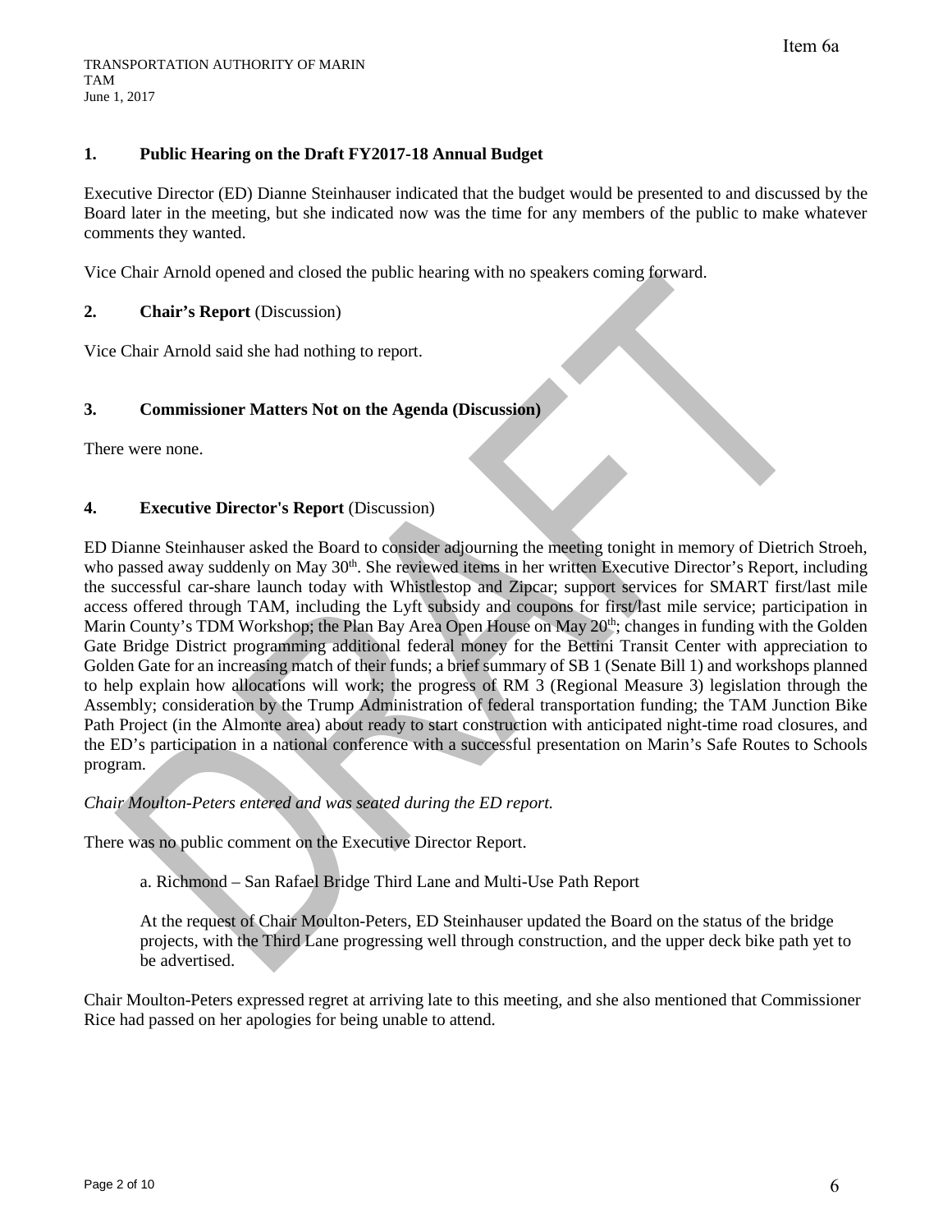## 1. Public Hearing on the Draft FY2017-18 Annual Budget

Executive Director (ED) Dianne Steinhauser indicated that the budget would be presented to and discussed by the Board later in the meeting, but she indicated now was the time for any members of the public to make whatever comments they wanted.

Vice Chair Arnold opened and closed the public hearing with no speakers coming forward.

## 2. Chair's Report (Discussion)

Vice Chair Arnold said she had nothing to report.

## 3. Commissioner Matters Not on the Agenda (Discussion)

There were none.

## 4. Executive Director's Report (Discussion)

ED Dianne Steinhauser asked the Board to consider adjourning the meeting tonight in memory of Dietrich Stroeh, who passed away suddenly on May 30th. She reviewed items in her written Executive Director's Report, including the successful car-share launch today with Whistlestop and Zipcar; support services for SMART first/last mile access offered through TAM, including the Lyft subsidy and coupons for first/last mile service; participation in Marin County's TDM Workshop; the Plan Bay Area Open House on May 20th; changes in funding with the Golden Gate Bridge District programming additional federal money for the Bettini Transit Center with appreciation to Golden Gate for an increasing match of their funds; a brief summary of SB 1 (Senate Bill 1) and workshops planned to help explain how allocations will work; the progress of RM 3 (Regional Measure 3) legislation through the Assembly; consideration by the Trump Administration of federal transportation funding; the TAM Junction Bike Path Project (in the Almonte area) about ready to start construction with anticipated night-time road closures, and the ED's participation in a national conference with a successful presentation on Marin's Safe Routes to Schools program.

*Chair Moulton-Peters entered and was seated during the ED report.*

There was no public comment on the Executive Director Report.

a. Richmond – San Rafael Bridge Third Lane and Multi-Use Path Report

At the request of Chair Moulton-Peters, ED Steinhauser updated the Board on the status of the bridge projects, with the Third Lane progressing well through construction, and the upper deck bike path yet to be advertised.

Chair Moulton-Peters expressed regret at arriving late to this meeting, and she also mentioned that Commissioner Rice had passed on her apologies for being unable to attend.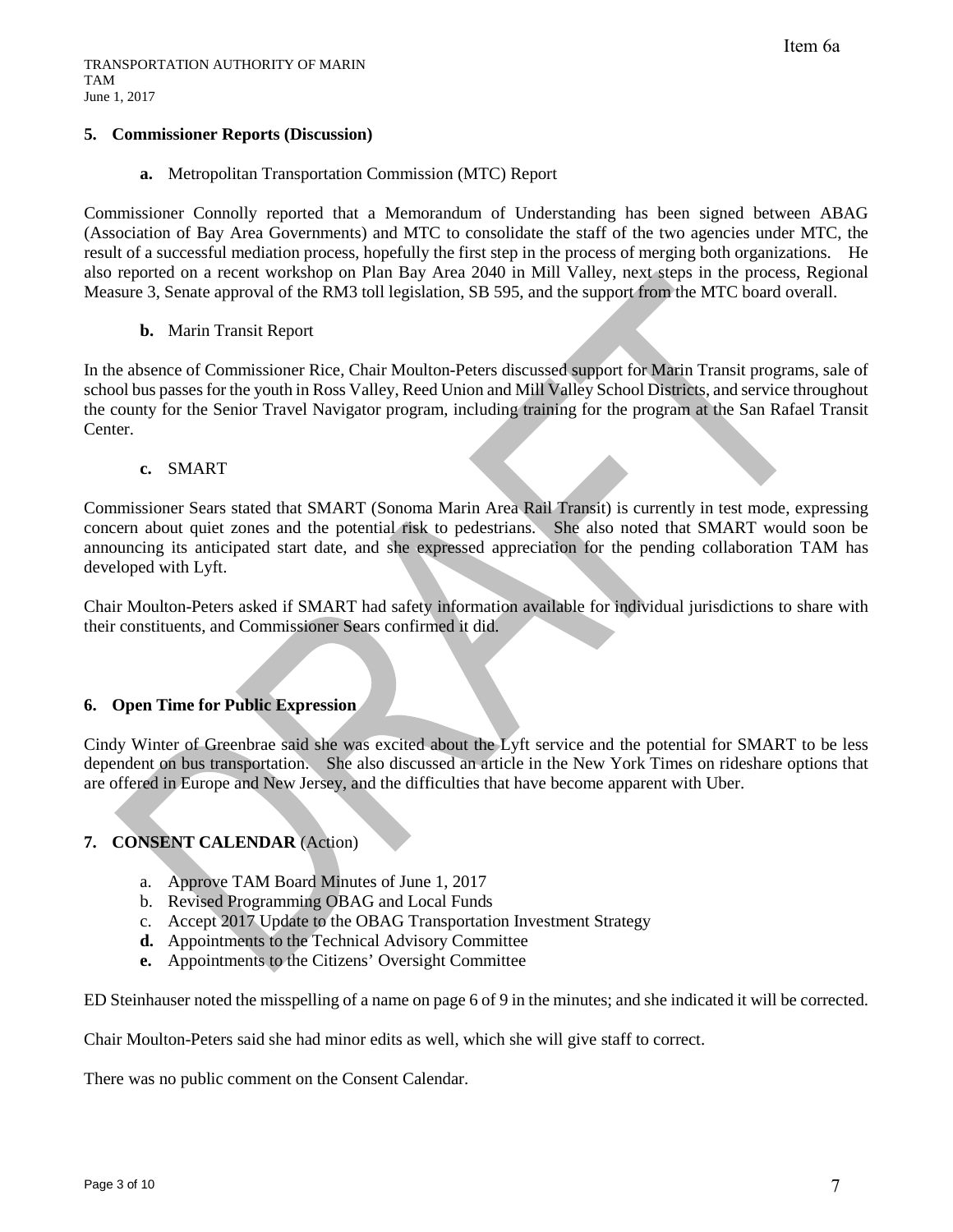Item 6a

TRANSPORTATION AUTHORITY OF MARIN
TAM
June 1, 2017

### 5. Commissioner Reports (Discussion)

**a.** Metropolitan Transportation Commission (MTC) Report

Commissioner Connolly reported that a Memorandum of Understanding has been signed between ABAG (Association of Bay Area Governments) and MTC to consolidate the staff of the two agencies under MTC, the result of a successful mediation process, hopefully the first step in the process of merging both organizations. He also reported on a recent workshop on Plan Bay Area 2040 in Mill Valley, next steps in the process, Regional Measure 3, Senate approval of the RM3 toll legislation, SB 595, and the support from the MTC board overall.

**b.** Marin Transit Report

In the absence of Commissioner Rice, Chair Moulton-Peters discussed support for Marin Transit programs, sale of school bus passes for the youth in Ross Valley, Reed Union and Mill Valley School Districts, and service throughout the county for the Senior Travel Navigator program, including training for the program at the San Rafael Transit Center.

**c.** SMART

Commissioner Sears stated that SMART (Sonoma Marin Area Rail Transit) is currently in test mode, expressing concern about quiet zones and the potential risk to pedestrians. She also noted that SMART would soon be announcing its anticipated start date, and she expressed appreciation for the pending collaboration TAM has developed with Lyft.

Chair Moulton-Peters asked if SMART had safety information available for individual jurisdictions to share with their constituents, and Commissioner Sears confirmed it did.

### 6. Open Time for Public Expression

Cindy Winter of Greenbrae said she was excited about the Lyft service and the potential for SMART to be less dependent on bus transportation. She also discussed an article in the New York Times on rideshare options that are offered in Europe and New Jersey, and the difficulties that have become apparent with Uber.

### 7. CONSENT CALENDAR (Action)

a. Approve TAM Board Minutes of June 1, 2017
b. Revised Programming OBAG and Local Funds
c. Accept 2017 Update to the OBAG Transportation Investment Strategy
**d.** Appointments to the Technical Advisory Committee
**e.** Appointments to the Citizens' Oversight Committee

ED Steinhauser noted the misspelling of a name on page 6 of 9 in the minutes; and she indicated it will be corrected.

Chair Moulton-Peters said she had minor edits as well, which she will give staff to correct.

There was no public comment on the Consent Calendar.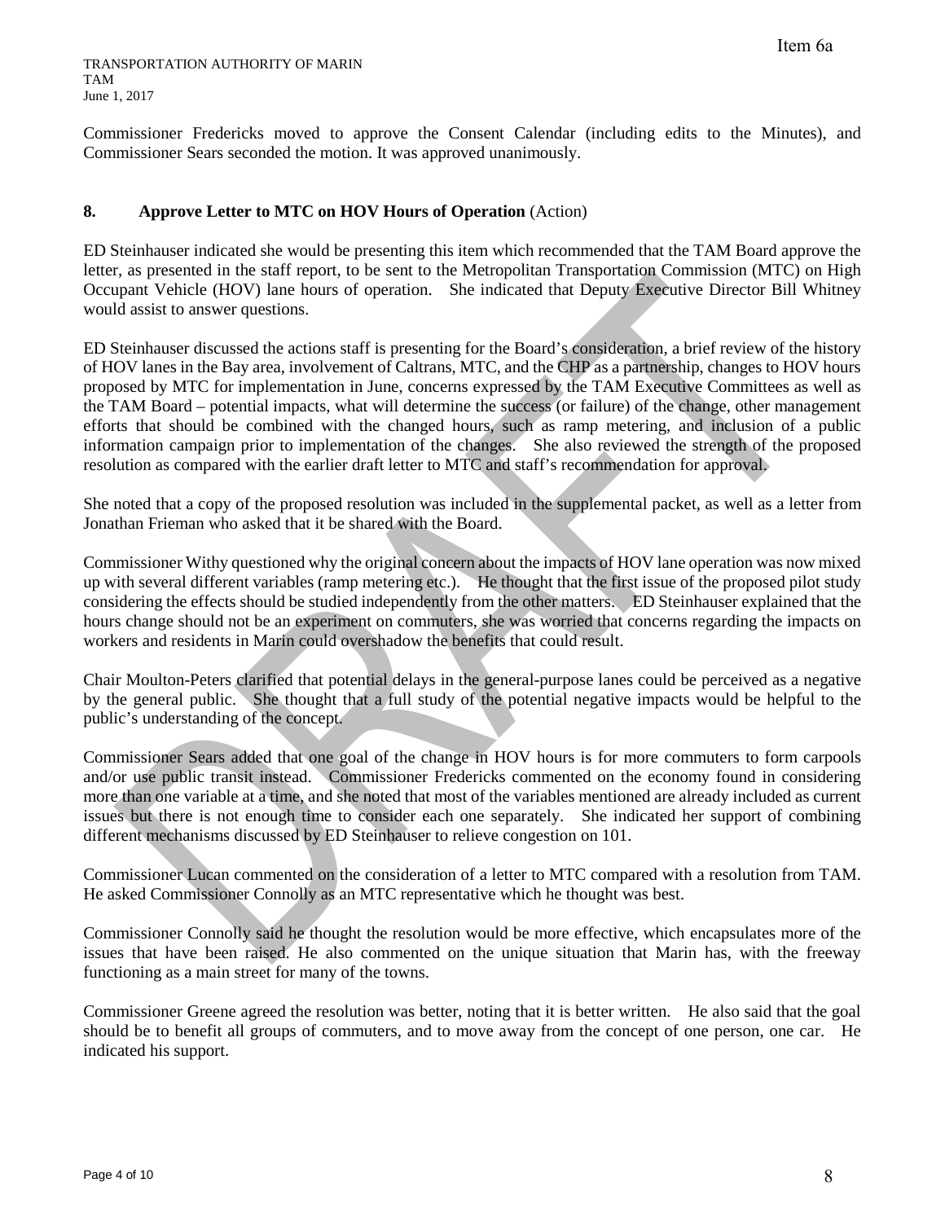Commissioner Fredericks moved to approve the Consent Calendar (including edits to the Minutes), and Commissioner Sears seconded the motion. It was approved unanimously.

## 8. Approve Letter to MTC on HOV Hours of Operation (Action)

ED Steinhauser indicated she would be presenting this item which recommended that the TAM Board approve the letter, as presented in the staff report, to be sent to the Metropolitan Transportation Commission (MTC) on High Occupant Vehicle (HOV) lane hours of operation. She indicated that Deputy Executive Director Bill Whitney would assist to answer questions.

ED Steinhauser discussed the actions staff is presenting for the Board's consideration, a brief review of the history of HOV lanes in the Bay area, involvement of Caltrans, MTC, and the CHP as a partnership, changes to HOV hours proposed by MTC for implementation in June, concerns expressed by the TAM Executive Committees as well as the TAM Board – potential impacts, what will determine the success (or failure) of the change, other management efforts that should be combined with the changed hours, such as ramp metering, and inclusion of a public information campaign prior to implementation of the changes. She also reviewed the strength of the proposed resolution as compared with the earlier draft letter to MTC and staff's recommendation for approval.

She noted that a copy of the proposed resolution was included in the supplemental packet, as well as a letter from Jonathan Frieman who asked that it be shared with the Board.

Commissioner Withy questioned why the original concern about the impacts of HOV lane operation was now mixed up with several different variables (ramp metering etc.). He thought that the first issue of the proposed pilot study considering the effects should be studied independently from the other matters. ED Steinhauser explained that the hours change should not be an experiment on commuters, she was worried that concerns regarding the impacts on workers and residents in Marin could overshadow the benefits that could result.

Chair Moulton-Peters clarified that potential delays in the general-purpose lanes could be perceived as a negative by the general public. She thought that a full study of the potential negative impacts would be helpful to the public's understanding of the concept.

Commissioner Sears added that one goal of the change in HOV hours is for more commuters to form carpools and/or use public transit instead. Commissioner Fredericks commented on the economy found in considering more than one variable at a time, and she noted that most of the variables mentioned are already included as current issues but there is not enough time to consider each one separately. She indicated her support of combining different mechanisms discussed by ED Steinhauser to relieve congestion on 101.

Commissioner Lucan commented on the consideration of a letter to MTC compared with a resolution from TAM. He asked Commissioner Connolly as an MTC representative which he thought was best.

Commissioner Connolly said he thought the resolution would be more effective, which encapsulates more of the issues that have been raised. He also commented on the unique situation that Marin has, with the freeway functioning as a main street for many of the towns.

Commissioner Greene agreed the resolution was better, noting that it is better written. He also said that the goal should be to benefit all groups of commuters, and to move away from the concept of one person, one car. He indicated his support.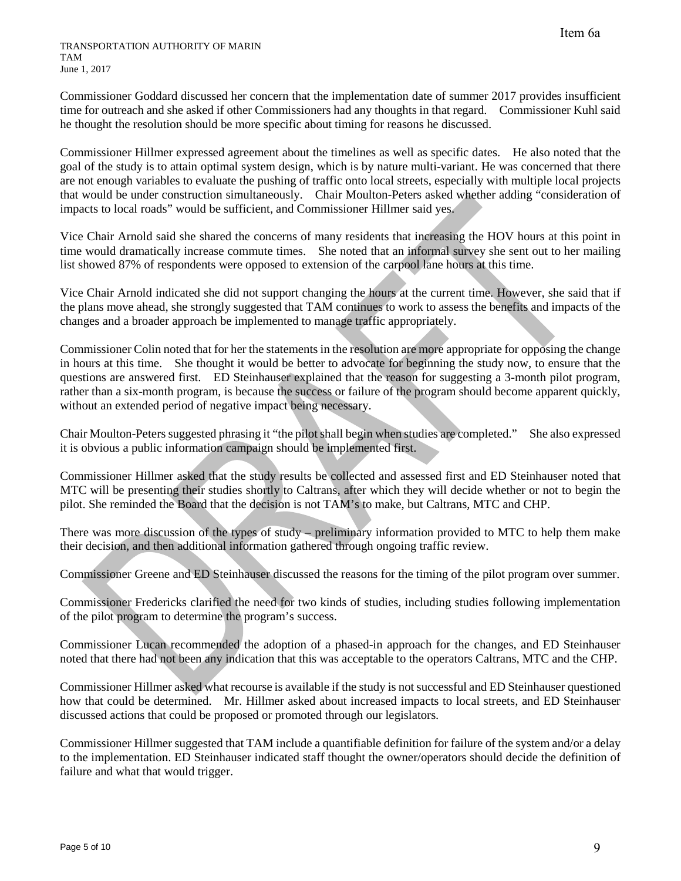Commissioner Goddard discussed her concern that the implementation date of summer 2017 provides insufficient time for outreach and she asked if other Commissioners had any thoughts in that regard. Commissioner Kuhl said he thought the resolution should be more specific about timing for reasons he discussed.

Commissioner Hillmer expressed agreement about the timelines as well as specific dates. He also noted that the goal of the study is to attain optimal system design, which is by nature multi-variant. He was concerned that there are not enough variables to evaluate the pushing of traffic onto local streets, especially with multiple local projects that would be under construction simultaneously. Chair Moulton-Peters asked whether adding "consideration of impacts to local roads" would be sufficient, and Commissioner Hillmer said yes.

Vice Chair Arnold said she shared the concerns of many residents that increasing the HOV hours at this point in time would dramatically increase commute times. She noted that an informal survey she sent out to her mailing list showed 87% of respondents were opposed to extension of the carpool lane hours at this time.

Vice Chair Arnold indicated she did not support changing the hours at the current time. However, she said that if the plans move ahead, she strongly suggested that TAM continues to work to assess the benefits and impacts of the changes and a broader approach be implemented to manage traffic appropriately.

Commissioner Colin noted that for her the statements in the resolution are more appropriate for opposing the change in hours at this time. She thought it would be better to advocate for beginning the study now, to ensure that the questions are answered first. ED Steinhauser explained that the reason for suggesting a 3-month pilot program, rather than a six-month program, is because the success or failure of the program should become apparent quickly, without an extended period of negative impact being necessary.

Chair Moulton-Peters suggested phrasing it "the pilot shall begin when studies are completed." She also expressed it is obvious a public information campaign should be implemented first.

Commissioner Hillmer asked that the study results be collected and assessed first and ED Steinhauser noted that MTC will be presenting their studies shortly to Caltrans, after which they will decide whether or not to begin the pilot. She reminded the Board that the decision is not TAM's to make, but Caltrans, MTC and CHP.

There was more discussion of the types of study – preliminary information provided to MTC to help them make their decision, and then additional information gathered through ongoing traffic review.

Commissioner Greene and ED Steinhauser discussed the reasons for the timing of the pilot program over summer.

Commissioner Fredericks clarified the need for two kinds of studies, including studies following implementation of the pilot program to determine the program's success.

Commissioner Lucan recommended the adoption of a phased-in approach for the changes, and ED Steinhauser noted that there had not been any indication that this was acceptable to the operators Caltrans, MTC and the CHP.

Commissioner Hillmer asked what recourse is available if the study is not successful and ED Steinhauser questioned how that could be determined. Mr. Hillmer asked about increased impacts to local streets, and ED Steinhauser discussed actions that could be proposed or promoted through our legislators.

Commissioner Hillmer suggested that TAM include a quantifiable definition for failure of the system and/or a delay to the implementation. ED Steinhauser indicated staff thought the owner/operators should decide the definition of failure and what that would trigger.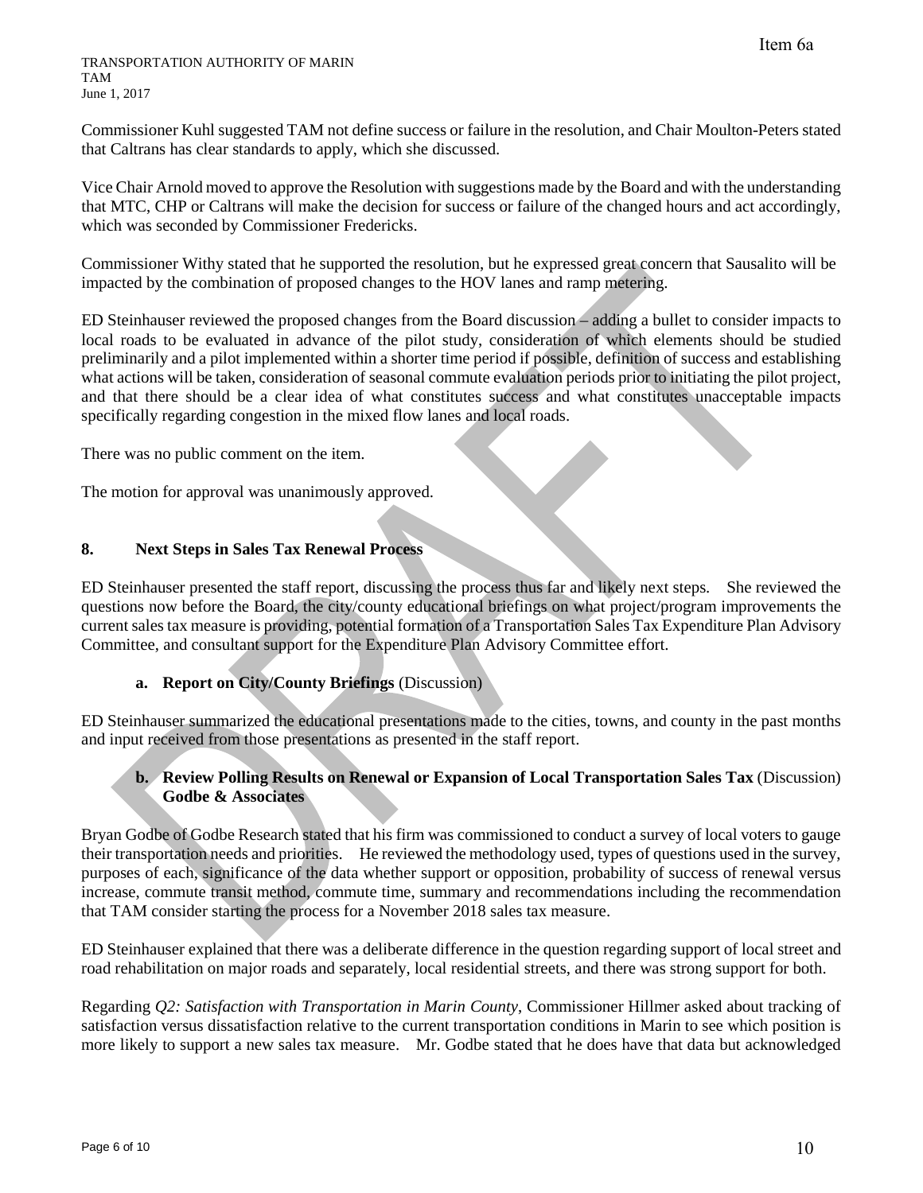Commissioner Kuhl suggested TAM not define success or failure in the resolution, and Chair Moulton-Peters stated that Caltrans has clear standards to apply, which she discussed.

Vice Chair Arnold moved to approve the Resolution with suggestions made by the Board and with the understanding that MTC, CHP or Caltrans will make the decision for success or failure of the changed hours and act accordingly, which was seconded by Commissioner Fredericks.

Commissioner Withy stated that he supported the resolution, but he expressed great concern that Sausalito will be impacted by the combination of proposed changes to the HOV lanes and ramp metering.

ED Steinhauser reviewed the proposed changes from the Board discussion – adding a bullet to consider impacts to local roads to be evaluated in advance of the pilot study, consideration of which elements should be studied preliminarily and a pilot implemented within a shorter time period if possible, definition of success and establishing what actions will be taken, consideration of seasonal commute evaluation periods prior to initiating the pilot project, and that there should be a clear idea of what constitutes success and what constitutes unacceptable impacts specifically regarding congestion in the mixed flow lanes and local roads.

There was no public comment on the item.

The motion for approval was unanimously approved.

## 8. Next Steps in Sales Tax Renewal Process

ED Steinhauser presented the staff report, discussing the process thus far and likely next steps. She reviewed the questions now before the Board, the city/county educational briefings on what project/program improvements the current sales tax measure is providing, potential formation of a Transportation Sales Tax Expenditure Plan Advisory Committee, and consultant support for the Expenditure Plan Advisory Committee effort.

### a. Report on City/County Briefings (Discussion)

ED Steinhauser summarized the educational presentations made to the cities, towns, and county in the past months and input received from those presentations as presented in the staff report.

### b. Review Polling Results on Renewal or Expansion of Local Transportation Sales Tax (Discussion) Godbe & Associates

Bryan Godbe of Godbe Research stated that his firm was commissioned to conduct a survey of local voters to gauge their transportation needs and priorities. He reviewed the methodology used, types of questions used in the survey, purposes of each, significance of the data whether support or opposition, probability of success of renewal versus increase, commute transit method, commute time, summary and recommendations including the recommendation that TAM consider starting the process for a November 2018 sales tax measure.

ED Steinhauser explained that there was a deliberate difference in the question regarding support of local street and road rehabilitation on major roads and separately, local residential streets, and there was strong support for both.

Regarding *Q2: Satisfaction with Transportation in Marin County*, Commissioner Hillmer asked about tracking of satisfaction versus dissatisfaction relative to the current transportation conditions in Marin to see which position is more likely to support a new sales tax measure. Mr. Godbe stated that he does have that data but acknowledged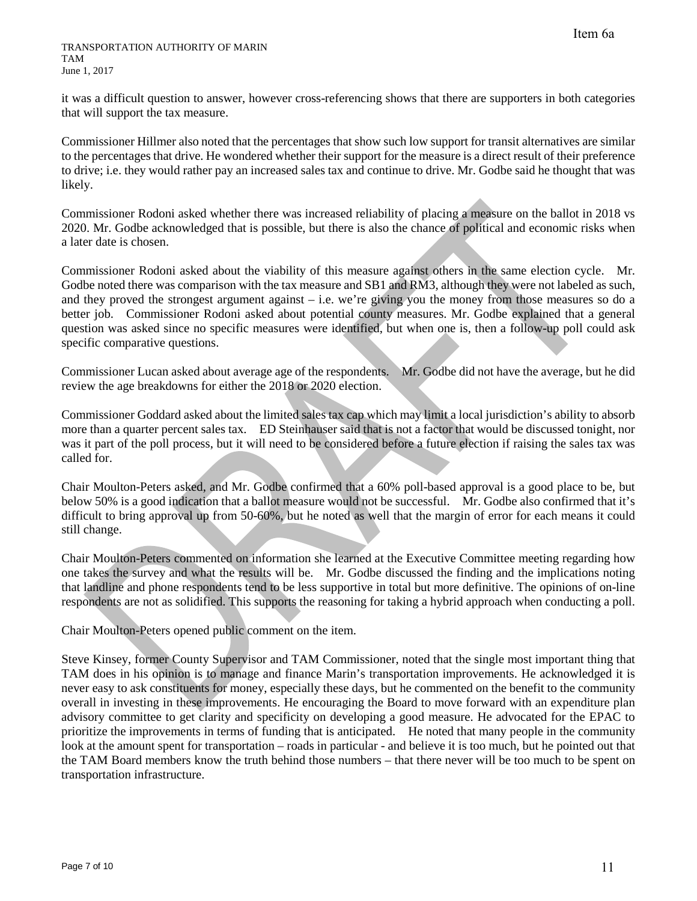it was a difficult question to answer, however cross-referencing shows that there are supporters in both categories that will support the tax measure.

Commissioner Hillmer also noted that the percentages that show such low support for transit alternatives are similar to the percentages that drive. He wondered whether their support for the measure is a direct result of their preference to drive; i.e. they would rather pay an increased sales tax and continue to drive. Mr. Godbe said he thought that was likely.

Commissioner Rodoni asked whether there was increased reliability of placing a measure on the ballot in 2018 vs 2020. Mr. Godbe acknowledged that is possible, but there is also the chance of political and economic risks when a later date is chosen.

Commissioner Rodoni asked about the viability of this measure against others in the same election cycle. Mr. Godbe noted there was comparison with the tax measure and SB1 and RM3, although they were not labeled as such, and they proved the strongest argument against – i.e. we're giving you the money from those measures so do a better job. Commissioner Rodoni asked about potential county measures. Mr. Godbe explained that a general question was asked since no specific measures were identified, but when one is, then a follow-up poll could ask specific comparative questions.

Commissioner Lucan asked about average age of the respondents. Mr. Godbe did not have the average, but he did review the age breakdowns for either the 2018 or 2020 election.

Commissioner Goddard asked about the limited sales tax cap which may limit a local jurisdiction's ability to absorb more than a quarter percent sales tax. ED Steinhauser said that is not a factor that would be discussed tonight, nor was it part of the poll process, but it will need to be considered before a future election if raising the sales tax was called for.

Chair Moulton-Peters asked, and Mr. Godbe confirmed that a 60% poll-based approval is a good place to be, but below 50% is a good indication that a ballot measure would not be successful. Mr. Godbe also confirmed that it's difficult to bring approval up from 50-60%, but he noted as well that the margin of error for each means it could still change.

Chair Moulton-Peters commented on information she learned at the Executive Committee meeting regarding how one takes the survey and what the results will be. Mr. Godbe discussed the finding and the implications noting that landline and phone respondents tend to be less supportive in total but more definitive. The opinions of on-line respondents are not as solidified. This supports the reasoning for taking a hybrid approach when conducting a poll.

Chair Moulton-Peters opened public comment on the item.

Steve Kinsey, former County Supervisor and TAM Commissioner, noted that the single most important thing that TAM does in his opinion is to manage and finance Marin's transportation improvements. He acknowledged it is never easy to ask constituents for money, especially these days, but he commented on the benefit to the community overall in investing in these improvements. He encouraging the Board to move forward with an expenditure plan advisory committee to get clarity and specificity on developing a good measure. He advocated for the EPAC to prioritize the improvements in terms of funding that is anticipated. He noted that many people in the community look at the amount spent for transportation – roads in particular - and believe it is too much, but he pointed out that the TAM Board members know the truth behind those numbers – that there never will be too much to be spent on transportation infrastructure.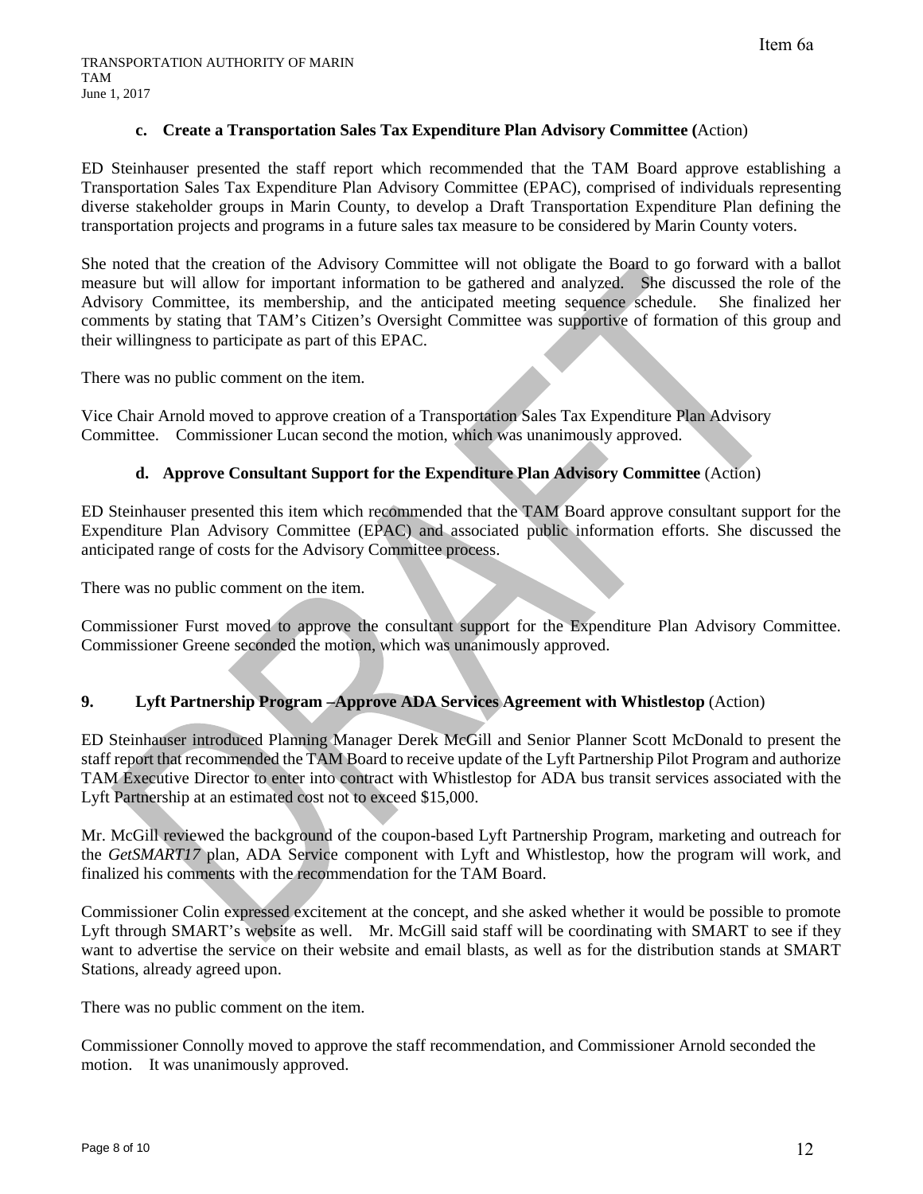### c. Create a Transportation Sales Tax Expenditure Plan Advisory Committee (Action)

ED Steinhauser presented the staff report which recommended that the TAM Board approve establishing a Transportation Sales Tax Expenditure Plan Advisory Committee (EPAC), comprised of individuals representing diverse stakeholder groups in Marin County, to develop a Draft Transportation Expenditure Plan defining the transportation projects and programs in a future sales tax measure to be considered by Marin County voters.

She noted that the creation of the Advisory Committee will not obligate the Board to go forward with a ballot measure but will allow for important information to be gathered and analyzed. She discussed the role of the Advisory Committee, its membership, and the anticipated meeting sequence schedule. She finalized her comments by stating that TAM's Citizen's Oversight Committee was supportive of formation of this group and their willingness to participate as part of this EPAC.

There was no public comment on the item.

Vice Chair Arnold moved to approve creation of a Transportation Sales Tax Expenditure Plan Advisory Committee. Commissioner Lucan second the motion, which was unanimously approved.

### d. Approve Consultant Support for the Expenditure Plan Advisory Committee (Action)

ED Steinhauser presented this item which recommended that the TAM Board approve consultant support for the Expenditure Plan Advisory Committee (EPAC) and associated public information efforts. She discussed the anticipated range of costs for the Advisory Committee process.

There was no public comment on the item.

Commissioner Furst moved to approve the consultant support for the Expenditure Plan Advisory Committee. Commissioner Greene seconded the motion, which was unanimously approved.

## 9. Lyft Partnership Program –Approve ADA Services Agreement with Whistlestop (Action)

ED Steinhauser introduced Planning Manager Derek McGill and Senior Planner Scott McDonald to present the staff report that recommended the TAM Board to receive update of the Lyft Partnership Pilot Program and authorize TAM Executive Director to enter into contract with Whistlestop for ADA bus transit services associated with the Lyft Partnership at an estimated cost not to exceed $15,000.

Mr. McGill reviewed the background of the coupon-based Lyft Partnership Program, marketing and outreach for the *GetSMART17* plan, ADA Service component with Lyft and Whistlestop, how the program will work, and finalized his comments with the recommendation for the TAM Board.

Commissioner Colin expressed excitement at the concept, and she asked whether it would be possible to promote Lyft through SMART's website as well. Mr. McGill said staff will be coordinating with SMART to see if they want to advertise the service on their website and email blasts, as well as for the distribution stands at SMART Stations, already agreed upon.

There was no public comment on the item.

Commissioner Connolly moved to approve the staff recommendation, and Commissioner Arnold seconded the motion. It was unanimously approved.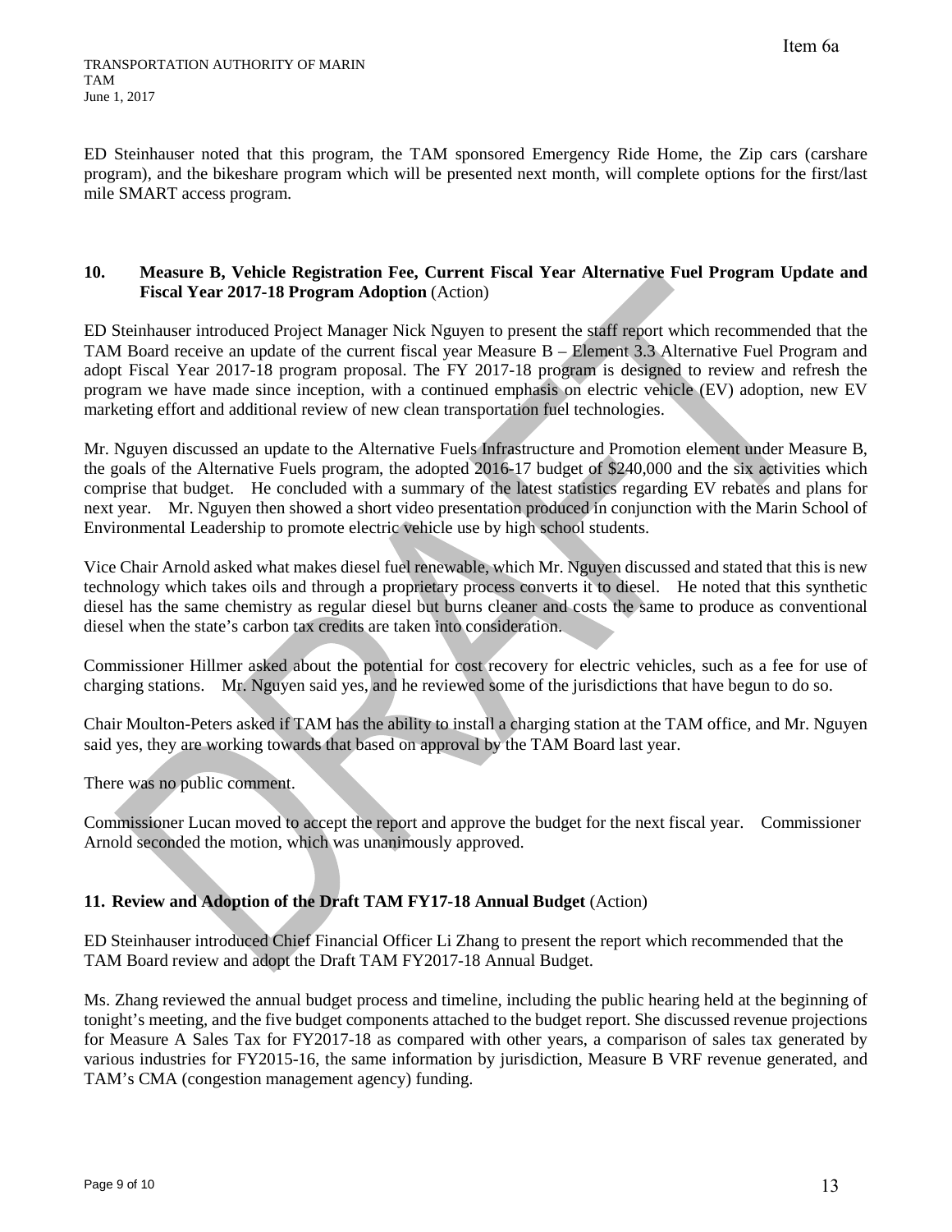ED Steinhauser noted that this program, the TAM sponsored Emergency Ride Home, the Zip cars (carshare program), and the bikeshare program which will be presented next month, will complete options for the first/last mile SMART access program.

**10. Measure B, Vehicle Registration Fee, Current Fiscal Year Alternative Fuel Program Update and Fiscal Year 2017-18 Program Adoption** (Action)

ED Steinhauser introduced Project Manager Nick Nguyen to present the staff report which recommended that the TAM Board receive an update of the current fiscal year Measure B – Element 3.3 Alternative Fuel Program and adopt Fiscal Year 2017-18 program proposal. The FY 2017-18 program is designed to review and refresh the program we have made since inception, with a continued emphasis on electric vehicle (EV) adoption, new EV marketing effort and additional review of new clean transportation fuel technologies.

Mr. Nguyen discussed an update to the Alternative Fuels Infrastructure and Promotion element under Measure B, the goals of the Alternative Fuels program, the adopted 2016-17 budget of $240,000 and the six activities which comprise that budget. He concluded with a summary of the latest statistics regarding EV rebates and plans for next year. Mr. Nguyen then showed a short video presentation produced in conjunction with the Marin School of Environmental Leadership to promote electric vehicle use by high school students.

Vice Chair Arnold asked what makes diesel fuel renewable, which Mr. Nguyen discussed and stated that this is new technology which takes oils and through a proprietary process converts it to diesel. He noted that this synthetic diesel has the same chemistry as regular diesel but burns cleaner and costs the same to produce as conventional diesel when the state's carbon tax credits are taken into consideration.

Commissioner Hillmer asked about the potential for cost recovery for electric vehicles, such as a fee for use of charging stations. Mr. Nguyen said yes, and he reviewed some of the jurisdictions that have begun to do so.

Chair Moulton-Peters asked if TAM has the ability to install a charging station at the TAM office, and Mr. Nguyen said yes, they are working towards that based on approval by the TAM Board last year.

There was no public comment.

Commissioner Lucan moved to accept the report and approve the budget for the next fiscal year. Commissioner Arnold seconded the motion, which was unanimously approved.

**11. Review and Adoption of the Draft TAM FY17-18 Annual Budget** (Action)

ED Steinhauser introduced Chief Financial Officer Li Zhang to present the report which recommended that the TAM Board review and adopt the Draft TAM FY2017-18 Annual Budget.

Ms. Zhang reviewed the annual budget process and timeline, including the public hearing held at the beginning of tonight's meeting, and the five budget components attached to the budget report. She discussed revenue projections for Measure A Sales Tax for FY2017-18 as compared with other years, a comparison of sales tax generated by various industries for FY2015-16, the same information by jurisdiction, Measure B VRF revenue generated, and TAM's CMA (congestion management agency) funding.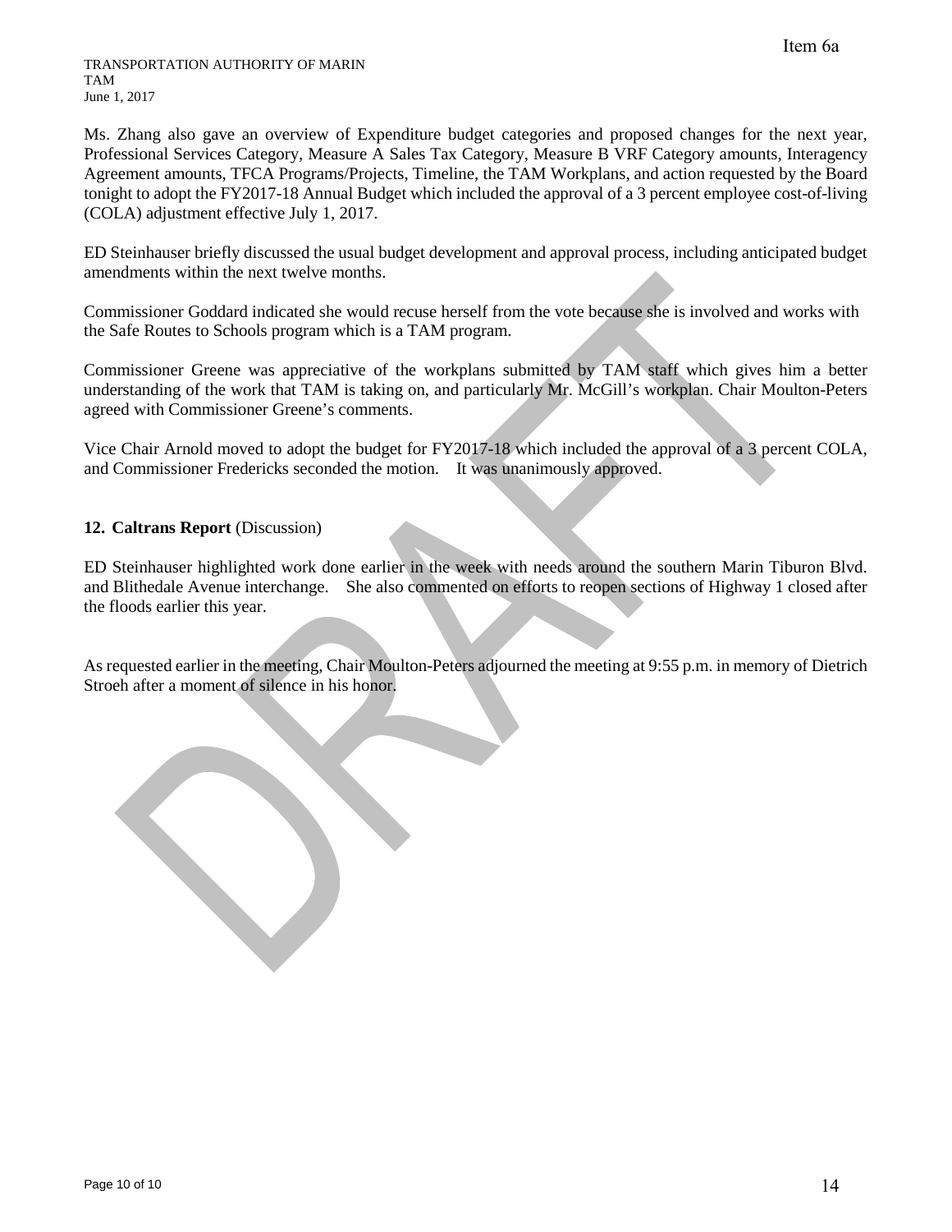Ms. Zhang also gave an overview of Expenditure budget categories and proposed changes for the next year, Professional Services Category, Measure A Sales Tax Category, Measure B VRF Category amounts, Interagency Agreement amounts, TFCA Programs/Projects, Timeline, the TAM Workplans, and action requested by the Board tonight to adopt the FY2017-18 Annual Budget which included the approval of a 3 percent employee cost-of-living (COLA) adjustment effective July 1, 2017.

ED Steinhauser briefly discussed the usual budget development and approval process, including anticipated budget amendments within the next twelve months.

Commissioner Goddard indicated she would recuse herself from the vote because she is involved and works with the Safe Routes to Schools program which is a TAM program.

Commissioner Greene was appreciative of the workplans submitted by TAM staff which gives him a better understanding of the work that TAM is taking on, and particularly Mr. McGill's workplan. Chair Moulton-Peters agreed with Commissioner Greene's comments.

Vice Chair Arnold moved to adopt the budget for FY2017-18 which included the approval of a 3 percent COLA, and Commissioner Fredericks seconded the motion. It was unanimously approved.

**12. Caltrans Report** (Discussion)

ED Steinhauser highlighted work done earlier in the week with needs around the southern Marin Tiburon Blvd. and Blithedale Avenue interchange. She also commented on efforts to reopen sections of Highway 1 closed after the floods earlier this year.

As requested earlier in the meeting, Chair Moulton-Peters adjourned the meeting at 9:55 p.m. in memory of Dietrich Stroeh after a moment of silence in his honor.